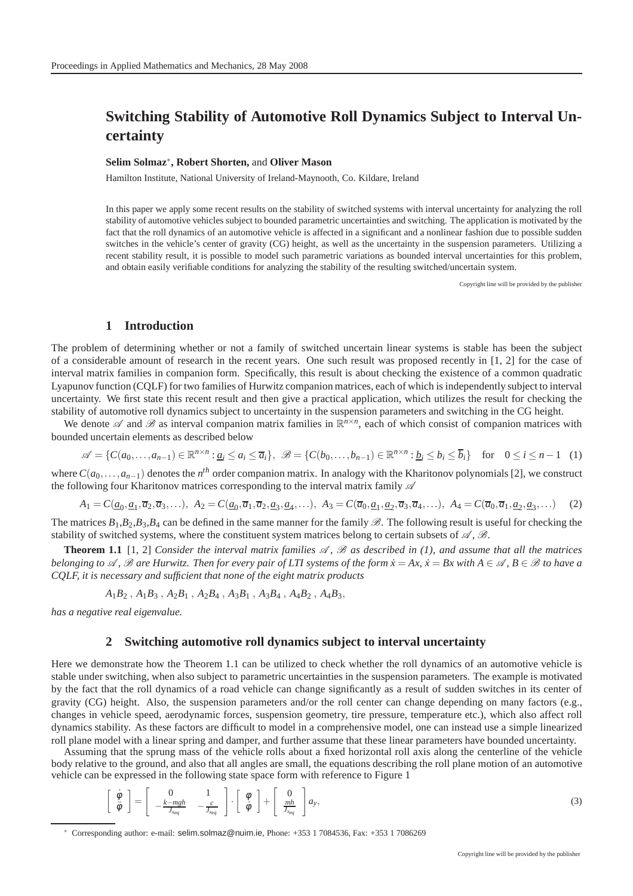# Switching Stability of Automotive Roll Dynamics Subject to Interval Uncertainty

**Selim Solmaz***, **Robert Shorten,** and **Oliver Mason**

Hamilton Institute, National University of Ireland-Maynooth, Co. Kildare, Ireland

In this paper we apply some recent results on the stability of switched systems with interval uncertainty for analyzing the roll stability of automotive vehicles subject to bounded parametric uncertainties and switching. The application is motivated by the fact that the roll dynamics of an automotive vehicle is affected in a significant and a nonlinear fashion due to possible sudden switches in the vehicle's center of gravity (CG) height, as well as the uncertainty in the suspension parameters. Utilizing a recent stability result, it is possible to model such parametric variations as bounded interval uncertainties for this problem, and obtain easily verifiable conditions for analyzing the stability of the resulting switched/uncertain system.

Copyright line will be provided by the publisher

## 1 Introduction

The problem of determining whether or not a family of switched uncertain linear systems is stable has been the subject of a considerable amount of research in the recent years. One such result was proposed recently in [1, 2] for the case of interval matrix families in companion form. Specifically, this result is about checking the existence of a common quadratic Lyapunov function (CQLF) for two families of Hurwitz companion matrices, each of which is independently subject to interval uncertainty. We first state this recent result and then give a practical application, which utilizes the result for checking the stability of automotive roll dynamics subject to uncertainty in the suspension parameters and switching in the CG height.

We denote $\mathscr{A}$ and $\mathscr{B}$ as interval companion matrix families in $\mathbb{R}^{n\times n}$, each of which consist of companion matrices with bounded uncertain elements as described below

$$\mathscr{A} = \{C(a_0,\ldots,a_{n-1}) \in \mathbb{R}^{n\times n} : \underline{a}_i \le a_i \le \overline{a}_i\},\ \ \mathscr{B} = \{C(b_0,\ldots,b_{n-1}) \in \mathbb{R}^{n\times n} : \underline{b}_i \le b_i \le \overline{b}_i\} \quad \text{for} \quad 0 \le i \le n-1 \quad (1)$$

where $C(a_0,\ldots,a_{n-1})$ denotes the $n^{th}$ order companion matrix. In analogy with the Kharitonov polynomials [2], we construct the following four Kharitonov matrices corresponding to the interval matrix family $\mathscr{A}$

$$A_1 = C(\underline{a}_0,\underline{a}_1,\overline{a}_2,\overline{a}_3,\ldots),\ A_2 = C(\underline{a}_0,\overline{a}_1,\overline{a}_2,\underline{a}_3,\underline{a}_4,\ldots),\ A_3 = C(\overline{a}_0,\underline{a}_1,\underline{a}_2,\overline{a}_3,\overline{a}_4,\ldots),\ A_4 = C(\overline{a}_0,\overline{a}_1,\underline{a}_2,\underline{a}_3,\ldots) \quad (2)$$

The matrices $B_1$,$B_2$,$B_3$,$B_4$ can be defined in the same manner for the family $\mathscr{B}$. The following result is useful for checking the stability of switched systems, where the constituent system matrices belong to certain subsets of $\mathscr{A}$, $\mathscr{B}$.

**Theorem 1.1** [1, 2] *Consider the interval matrix families $\mathscr{A}$, $\mathscr{B}$ as described in (1), and assume that all the matrices belonging to $\mathscr{A}$, $\mathscr{B}$ are Hurwitz. Then for every pair of LTI systems of the form $\dot{x} = Ax$, $\dot{x} = Bx$ with $A \in \mathscr{A}$, $B \in \mathscr{B}$ to have a CQLF, it is necessary and sufficient that none of the eight matrix products*

$$A_1B_2\ ,\ A_1B_3\ ,\ A_2B_1\ ,\ A_2B_4\ ,\ A_3B_1\ ,\ A_3B_4\ ,\ A_4B_2\ ,\ A_4B_3,$$

*has a negative real eigenvalue.*

## 2 Switching automotive roll dynamics subject to interval uncertainty

Here we demonstrate how the Theorem 1.1 can be utilized to check whether the roll dynamics of an automotive vehicle is stable under switching, when also subject to parametric uncertainties in the suspension parameters. The example is motivated by the fact that the roll dynamics of a road vehicle can change significantly as a result of sudden switches in its center of gravity (CG) height. Also, the suspension parameters and/or the roll center can change depending on many factors (e.g., changes in vehicle speed, aerodynamic forces, suspension geometry, tire pressure, temperature etc.), which also affect roll dynamics stability. As these factors are difficult to model in a comprehensive model, one can instead use a simple linearized roll plane model with a linear spring and damper, and further assume that these linear parameters have bounded uncertainty.

Assuming that the sprung mass of the vehicle rolls about a fixed horizontal roll axis along the centerline of the vehicle body relative to the ground, and also that all angles are small, the equations describing the roll plane motion of an automotive vehicle can be expressed in the following state space form with reference to Figure 1

$$\begin{bmatrix} \dot{\varphi} \\ \ddot{\varphi} \end{bmatrix} = \begin{bmatrix} 0 & 1 \\ -\frac{k-mgh}{J_{x_{eq}}} & -\frac{c}{J_{x_{eq}}} \end{bmatrix} \cdot \begin{bmatrix} \varphi \\ \dot{\varphi} \end{bmatrix} + \begin{bmatrix} 0 \\ \frac{mh}{J_{x_{eq}}} \end{bmatrix} a_y, \quad (3)$$

* Corresponding author: e-mail: selim.solmaz@nuim.ie, Phone: +353 1 7084536, Fax: +353 1 7086269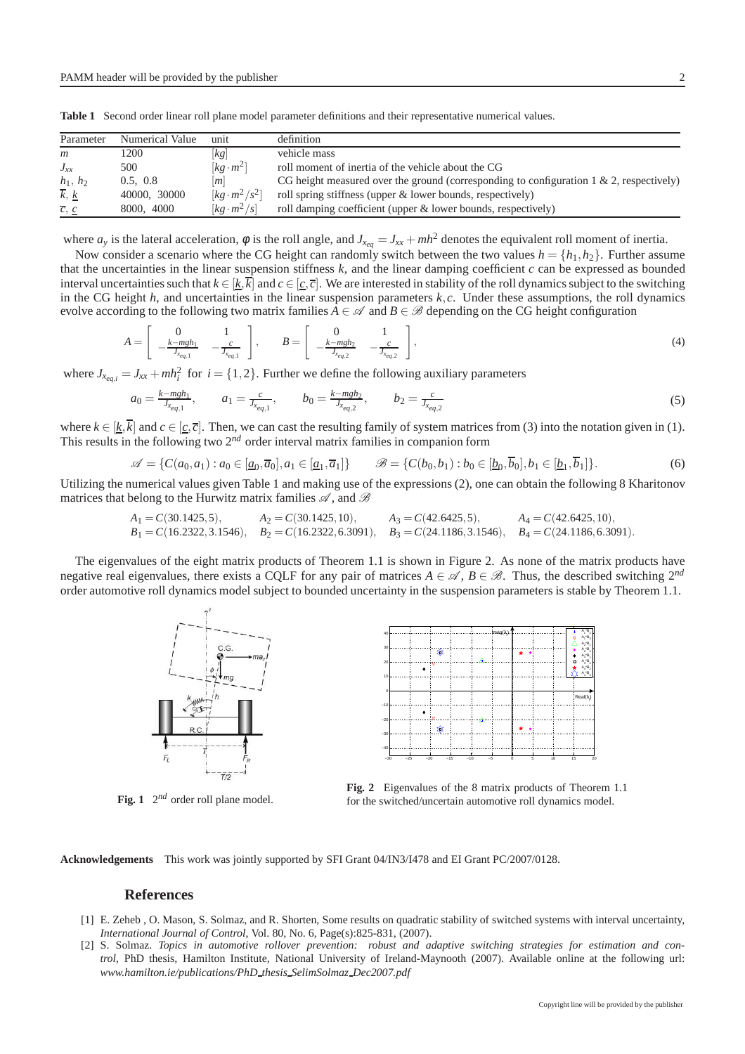**Table 1** Second order linear roll plane model parameter definitions and their representative numerical values.

| Parameter | Numerical Value | unit | definition |
|---|---|---|---|
| $m$ | 1200 | $[kg]$ | vehicle mass |
| $J_{xx}$ | 500 | $[kg \cdot m^2]$ | roll moment of inertia of the vehicle about the CG |
| $h_1, h_2$ | 0.5, 0.8 | $[m]$ | CG height measured over the ground (corresponding to configuration 1 & 2, respectively) |
| $\overline{k}$, $\underline{k}$ | 40000, 30000 | $[kg \cdot m^2/s^2]$ | roll spring stiffness (upper & lower bounds, respectively) |
| $\overline{c}$, $\underline{c}$ | 8000, 4000 | $[kg \cdot m^2/s]$ | roll damping coefficient (upper & lower bounds, respectively) |

where $a_y$ is the lateral acceleration, $\phi$ is the roll angle, and $J_{x_{eq}} = J_{xx} + mh^2$ denotes the equivalent roll moment of inertia.

Now consider a scenario where the CG height can randomly switch between the two values $h = \{h_1, h_2\}$. Further assume that the uncertainties in the linear suspension stiffness $k$, and the linear damping coefficient $c$ can be expressed as bounded interval uncertainties such that $k \in [\underline{k}, \overline{k}]$ and $c \in [\underline{c}, \overline{c}]$. We are interested in stability of the roll dynamics subject to the switching in the CG height $h$, and uncertainties in the linear suspension parameters $k, c$. Under these assumptions, the roll dynamics evolve according to the following two matrix families $A \in \mathscr{A}$ and $B \in \mathscr{B}$ depending on the CG height configuration

$$A = \begin{bmatrix} 0 & 1 \\ -\frac{k - mgh_1}{J_{x_{eq,1}}} & -\frac{c}{J_{x_{eq,1}}} \end{bmatrix}, \qquad B = \begin{bmatrix} 0 & 1 \\ -\frac{k - mgh_2}{J_{x_{eq,2}}} & -\frac{c}{J_{x_{eq,2}}} \end{bmatrix}, \tag{4}$$

where $J_{x_{eq,i}} = J_{xx} + mh_i^2$ for $i = \{1, 2\}$. Further we define the following auxiliary parameters

$$a_0 = \frac{k - mgh_1}{J_{x_{eq,1}}}, \qquad a_1 = \frac{c}{J_{x_{eq,1}}}, \qquad b_0 = \frac{k - mgh_2}{J_{x_{eq,2}}}, \qquad b_2 = \frac{c}{J_{x_{eq,2}}} \tag{5}$$

where $k \in [\underline{k}, \overline{k}]$ and $c \in [\underline{c}, \overline{c}]$. Then, we can cast the resulting family of system matrices from (3) into the notation given in (1). This results in the following two $2^{nd}$ order interval matrix families in companion form

$$\mathscr{A} = \{C(a_0, a_1) : a_0 \in [\underline{a}_0, \overline{a}_0], a_1 \in [\underline{a}_1, \overline{a}_1]\} \qquad \mathscr{B} = \{C(b_0, b_1) : b_0 \in [\underline{b}_0, \overline{b}_0], b_1 \in [\underline{b}_1, \overline{b}_1]\}. \tag{6}$$

Utilizing the numerical values given Table 1 and making use of the expressions (2), one can obtain the following 8 Kharitonov matrices that belong to the Hurwitz matrix families $\mathscr{A}$, and $\mathscr{B}$

$$\begin{array}{llll} A_1 = C(30.1425, 5), & A_2 = C(30.1425, 10), & A_3 = C(42.6425, 5), & A_4 = C(42.6425, 10), \\ B_1 = C(16.2322, 3.1546), & B_2 = C(16.2322, 6.3091), & B_3 = C(24.1186, 3.1546), & B_4 = C(24.1186, 6.3091). \end{array}$$

The eigenvalues of the eight matrix products of Theorem 1.1 is shown in Figure 2. As none of the matrix products have negative real eigenvalues, there exists a CQLF for any pair of matrices $A \in \mathscr{A}$, $B \in \mathscr{B}$. Thus, the described switching $2^{nd}$ order automotive roll dynamics model subject to bounded uncertainty in the suspension parameters is stable by Theorem 1.1.

z
C.G.
$ma_y$
$\phi$
$mg$
$h$
$k$
$c$
R.C.
$F_L$
$F_R$
$T$
$T/2$

**Fig. 1** $2^{nd}$ order roll plane model.

Imag(λ)
Real(λ)
40
30
20
10
0
−10
−20
−30
−40
−30 −25 −20 −15 −10 −5 0 5 10 15 20

**Fig. 2** Eigenvalues of the 8 matrix products of Theorem 1.1 for the switched/uncertain automotive roll dynamics model.

**Acknowledgements** This work was jointly supported by SFI Grant 04/IN3/I478 and EI Grant PC/2007/0128.

## References

[1] E. Zeheb , O. Mason, S. Solmaz, and R. Shorten, Some results on quadratic stability of switched systems with interval uncertainty, *International Journal of Control*, Vol. 80, No. 6, Page(s):825-831, (2007).

[2] S. Solmaz. *Topics in automotive rollover prevention: robust and adaptive switching strategies for estimation and control*, PhD thesis, Hamilton Institute, National University of Ireland-Maynooth (2007). Available online at the following url: *www.hamilton.ie/publications/PhD_thesis_SelimSolmaz_Dec2007.pdf*